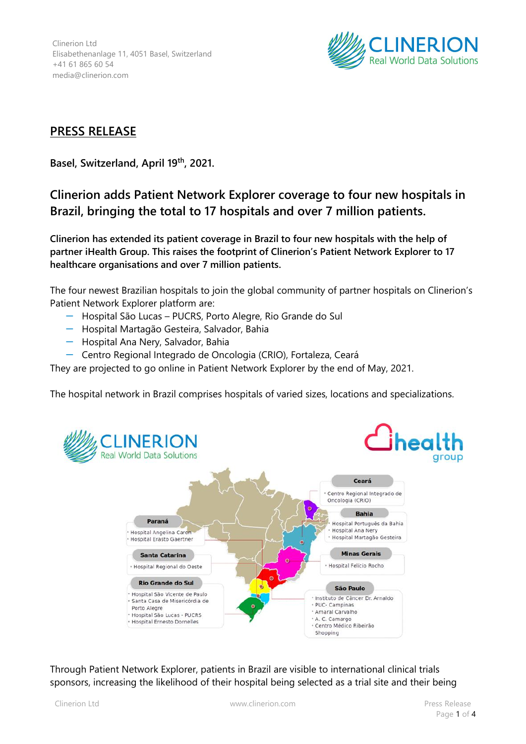Clinerion Ltd
Elisabethenanlage 11, 4051 Basel, Switzerland
+41 61 865 60 54
media@clinerion.com

CLINERION
Real World Data Solutions

## PRESS RELEASE

**Basel, Switzerland, April 19th, 2021.**

## Clinerion adds Patient Network Explorer coverage to four new hospitals in Brazil, bringing the total to 17 hospitals and over 7 million patients.

**Clinerion has extended its patient coverage in Brazil to four new hospitals with the help of partner iHealth Group. This raises the footprint of Clinerion's Patient Network Explorer to 17 healthcare organisations and over 7 million patients.**

The four newest Brazilian hospitals to join the global community of partner hospitals on Clinerion's Patient Network Explorer platform are:

- Hospital São Lucas – PUCRS, Porto Alegre, Rio Grande do Sul
- Hospital Martagão Gesteira, Salvador, Bahia
- Hospital Ana Nery, Salvador, Bahia
- Centro Regional Integrado de Oncologia (CRIO), Fortaleza, Ceará

They are projected to go online in Patient Network Explorer by the end of May, 2021.

The hospital network in Brazil comprises hospitals of varied sizes, locations and specializations.

CLINERION Real World Data Solutions — ihealth group

**Ceará**
- Centro Regional Integrado de Oncologia (CRIO)

**Bahia**
- Hospital Português da Bahia
- Hospital Ana Nery
- Hospital Martagão Gesteira

**Minas Gerais**
- Hospital Felício Rocho

**São Paulo**
- Instituto de Câncer Dr. Arnaldo
- PUC- Campinas
- Amaral Carvalho
- A. C. Camargo
- Centro Médico Ribeirão Shopping

**Paraná**
- Hospital Angelina Caron
- Hospital Erasto Gaertner

**Santa Catarina**
- Hospital Regional do Oeste

**Rio Grande do Sul**
- Hospital São Vicente de Paulo
- Santa Casa de Misericórdia de Porto Alegre
- Hospital São Lucas - PUCRS
- Hospital Ernesto Dornelles

Through Patient Network Explorer, patients in Brazil are visible to international clinical trials sponsors, increasing the likelihood of their hospital being selected as a trial site and their being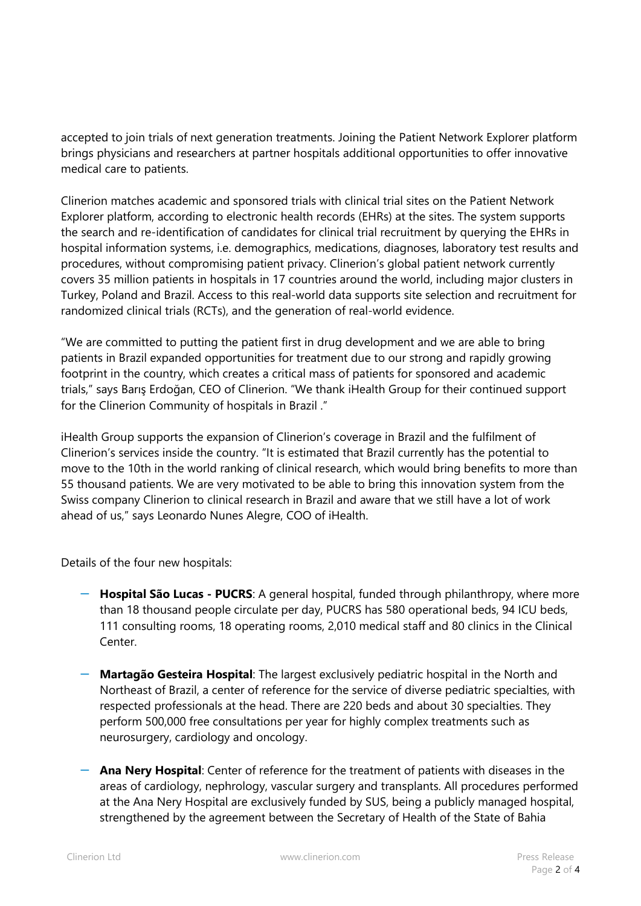accepted to join trials of next generation treatments. Joining the Patient Network Explorer platform brings physicians and researchers at partner hospitals additional opportunities to offer innovative medical care to patients.

Clinerion matches academic and sponsored trials with clinical trial sites on the Patient Network Explorer platform, according to electronic health records (EHRs) at the sites. The system supports the search and re-identification of candidates for clinical trial recruitment by querying the EHRs in hospital information systems, i.e. demographics, medications, diagnoses, laboratory test results and procedures, without compromising patient privacy. Clinerion's global patient network currently covers 35 million patients in hospitals in 17 countries around the world, including major clusters in Turkey, Poland and Brazil. Access to this real-world data supports site selection and recruitment for randomized clinical trials (RCTs), and the generation of real-world evidence.

"We are committed to putting the patient first in drug development and we are able to bring patients in Brazil expanded opportunities for treatment due to our strong and rapidly growing footprint in the country, which creates a critical mass of patients for sponsored and academic trials," says Barış Erdoğan, CEO of Clinerion. "We thank iHealth Group for their continued support for the Clinerion Community of hospitals in Brazil ."

iHealth Group supports the expansion of Clinerion's coverage in Brazil and the fulfilment of Clinerion's services inside the country. "It is estimated that Brazil currently has the potential to move to the 10th in the world ranking of clinical research, which would bring benefits to more than 55 thousand patients. We are very motivated to be able to bring this innovation system from the Swiss company Clinerion to clinical research in Brazil and aware that we still have a lot of work ahead of us," says Leonardo Nunes Alegre, COO of iHealth.

Details of the four new hospitals:

- **Hospital São Lucas - PUCRS**: A general hospital, funded through philanthropy, where more than 18 thousand people circulate per day, PUCRS has 580 operational beds, 94 ICU beds, 111 consulting rooms, 18 operating rooms, 2,010 medical staff and 80 clinics in the Clinical Center.

- **Martagão Gesteira Hospital**: The largest exclusively pediatric hospital in the North and Northeast of Brazil, a center of reference for the service of diverse pediatric specialties, with respected professionals at the head. There are 220 beds and about 30 specialties. They perform 500,000 free consultations per year for highly complex treatments such as neurosurgery, cardiology and oncology.

- **Ana Nery Hospital**: Center of reference for the treatment of patients with diseases in the areas of cardiology, nephrology, vascular surgery and transplants. All procedures performed at the Ana Nery Hospital are exclusively funded by SUS, being a publicly managed hospital, strengthened by the agreement between the Secretary of Health of the State of Bahia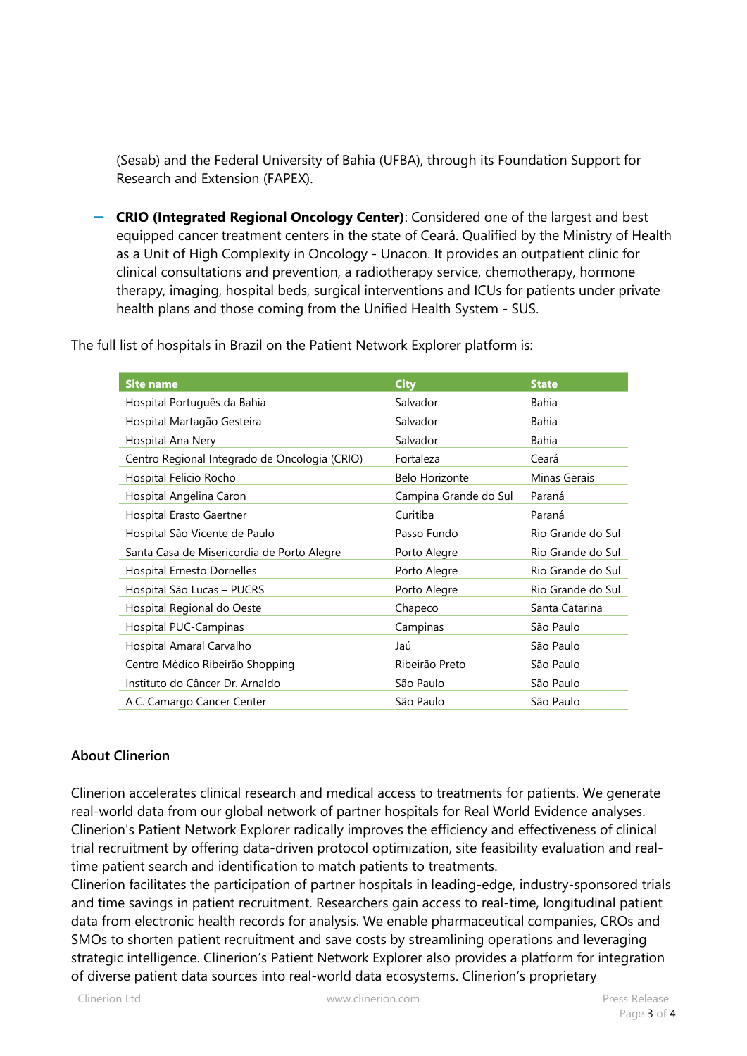(Sesab) and the Federal University of Bahia (UFBA), through its Foundation Support for Research and Extension (FAPEX).

- **CRIO (Integrated Regional Oncology Center)**: Considered one of the largest and best equipped cancer treatment centers in the state of Ceará. Qualified by the Ministry of Health as a Unit of High Complexity in Oncology - Unacon. It provides an outpatient clinic for clinical consultations and prevention, a radiotherapy service, chemotherapy, hormone therapy, imaging, hospital beds, surgical interventions and ICUs for patients under private health plans and those coming from the Unified Health System - SUS.

The full list of hospitals in Brazil on the Patient Network Explorer platform is:

| Site name | City | State |
|---|---|---|
| Hospital Português da Bahia | Salvador | Bahia |
| Hospital Martagão Gesteira | Salvador | Bahia |
| Hospital Ana Nery | Salvador | Bahia |
| Centro Regional Integrado de Oncologia (CRIO) | Fortaleza | Ceará |
| Hospital Felicio Rocho | Belo Horizonte | Minas Gerais |
| Hospital Angelina Caron | Campina Grande do Sul | Paraná |
| Hospital Erasto Gaertner | Curitiba | Paraná |
| Hospital São Vicente de Paulo | Passo Fundo | Rio Grande do Sul |
| Santa Casa de Misericordia de Porto Alegre | Porto Alegre | Rio Grande do Sul |
| Hospital Ernesto Dornelles | Porto Alegre | Rio Grande do Sul |
| Hospital São Lucas – PUCRS | Porto Alegre | Rio Grande do Sul |
| Hospital Regional do Oeste | Chapeco | Santa Catarina |
| Hospital PUC-Campinas | Campinas | São Paulo |
| Hospital Amaral Carvalho | Jaú | São Paulo |
| Centro Médico Ribeirão Shopping | Ribeirão Preto | São Paulo |
| Instituto do Câncer Dr. Arnaldo | São Paulo | São Paulo |
| A.C. Camargo Cancer Center | São Paulo | São Paulo |

## About Clinerion

Clinerion accelerates clinical research and medical access to treatments for patients. We generate real-world data from our global network of partner hospitals for Real World Evidence analyses. Clinerion's Patient Network Explorer radically improves the efficiency and effectiveness of clinical trial recruitment by offering data-driven protocol optimization, site feasibility evaluation and real-time patient search and identification to match patients to treatments.
Clinerion facilitates the participation of partner hospitals in leading-edge, industry-sponsored trials and time savings in patient recruitment. Researchers gain access to real-time, longitudinal patient data from electronic health records for analysis. We enable pharmaceutical companies, CROs and SMOs to shorten patient recruitment and save costs by streamlining operations and leveraging strategic intelligence. Clinerion's Patient Network Explorer also provides a platform for integration of diverse patient data sources into real-world data ecosystems. Clinerion's proprietary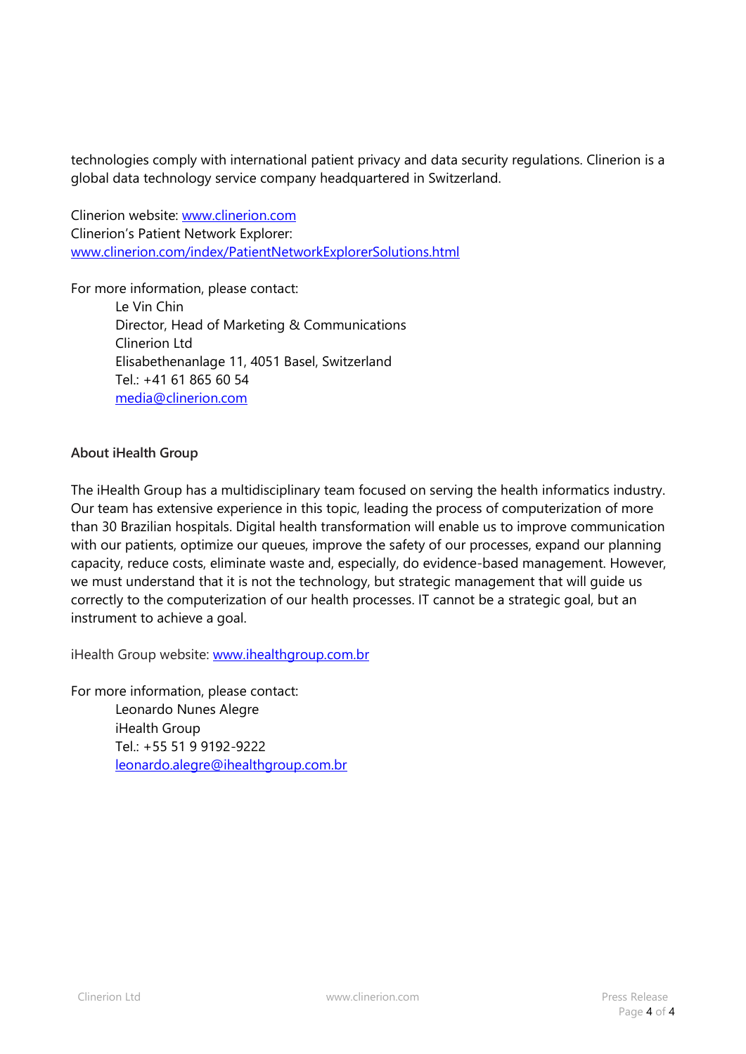technologies comply with international patient privacy and data security regulations. Clinerion is a global data technology service company headquartered in Switzerland.

Clinerion website: www.clinerion.com
Clinerion's Patient Network Explorer:
www.clinerion.com/index/PatientNetworkExplorerSolutions.html

For more information, please contact:

Le Vin Chin
Director, Head of Marketing & Communications
Clinerion Ltd
Elisabethenanlage 11, 4051 Basel, Switzerland
Tel.: +41 61 865 60 54
media@clinerion.com

**About iHealth Group**

The iHealth Group has a multidisciplinary team focused on serving the health informatics industry. Our team has extensive experience in this topic, leading the process of computerization of more than 30 Brazilian hospitals. Digital health transformation will enable us to improve communication with our patients, optimize our queues, improve the safety of our processes, expand our planning capacity, reduce costs, eliminate waste and, especially, do evidence-based management. However, we must understand that it is not the technology, but strategic management that will guide us correctly to the computerization of our health processes. IT cannot be a strategic goal, but an instrument to achieve a goal.

iHealth Group website: www.ihealthgroup.com.br

For more information, please contact:

Leonardo Nunes Alegre
iHealth Group
Tel.: +55 51 9 9192-9222
leonardo.alegre@ihealthgroup.com.br